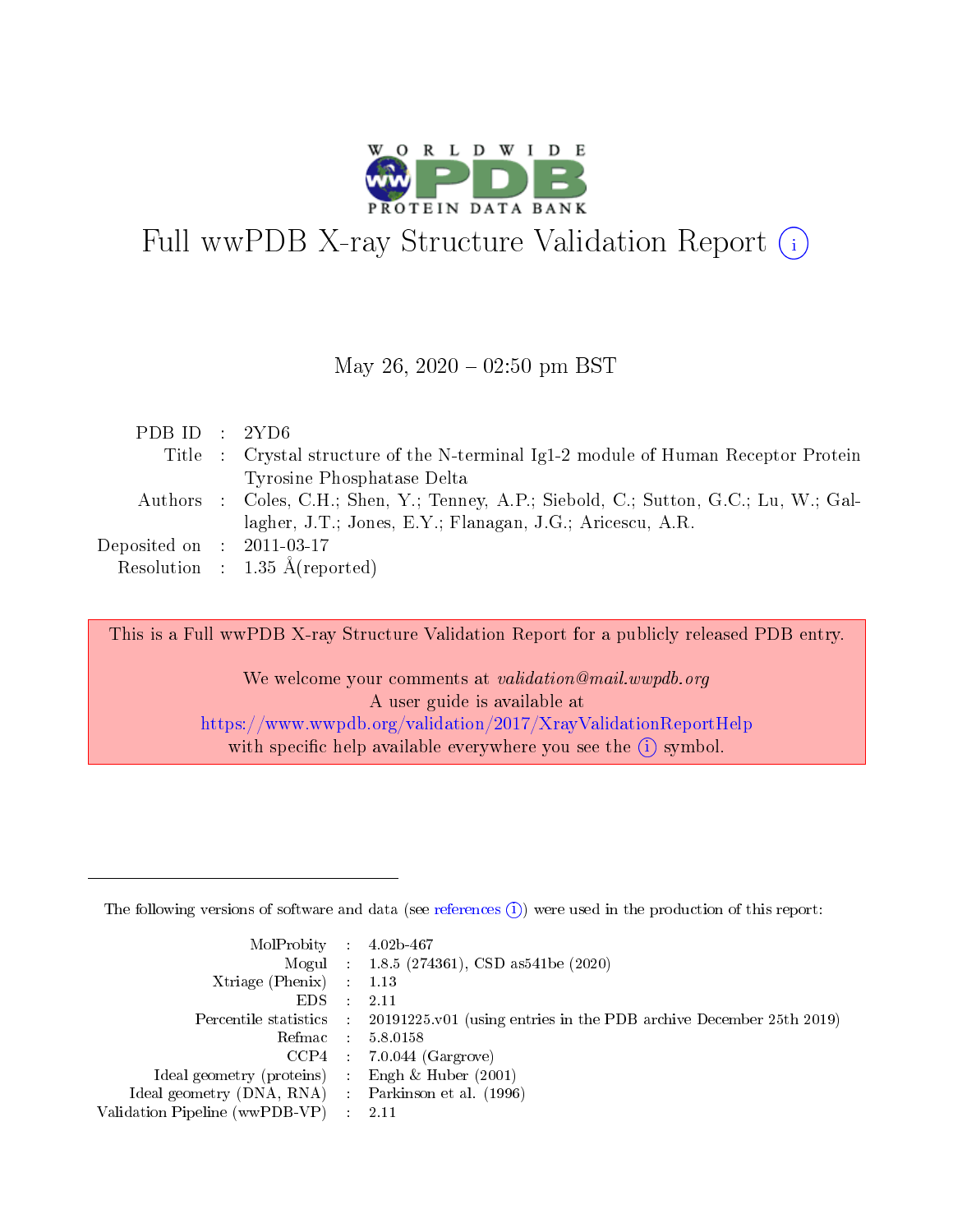# Full wwPDB X-ray Structure Validation Report (i)

May 26, 2020 – 02:50 pm BST

| | | |
|---|---|---|
| PDB ID | : | 2YD6 |
| Title | : | Crystal structure of the N-terminal Ig1-2 module of Human Receptor Protein Tyrosine Phosphatase Delta |
| Authors | : | Coles, C.H.; Shen, Y.; Tenney, A.P.; Siebold, C.; Sutton, G.C.; Lu, W.; Gallagher, J.T.; Jones, E.Y.; Flanagan, J.G.; Aricescu, A.R. |
| Deposited on | : | 2011-03-17 |
| Resolution | : | 1.35 Å(reported) |

This is a Full wwPDB X-ray Structure Validation Report for a publicly released PDB entry.

We welcome your comments at *validation@mail.wwpdb.org*
A user guide is available at
https://www.wwpdb.org/validation/2017/XrayValidationReportHelp
with specific help available everywhere you see the (i) symbol.

---

The following versions of software and data (see references (i)) were used in the production of this report:

| | | |
|---|---|---|
| MolProbity | : | 4.02b-467 |
| Mogul | : | 1.8.5 (274361), CSD as541be (2020) |
| Xtriage (Phenix) | : | 1.13 |
| EDS | : | 2.11 |
| Percentile statistics | : | 20191225.v01 (using entries in the PDB archive December 25th 2019) |
| Refmac | : | 5.8.0158 |
| CCP4 | : | 7.0.044 (Gargrove) |
| Ideal geometry (proteins) | : | Engh & Huber (2001) |
| Ideal geometry (DNA, RNA) | : | Parkinson et al. (1996) |
| Validation Pipeline (wwPDB-VP) | : | 2.11 |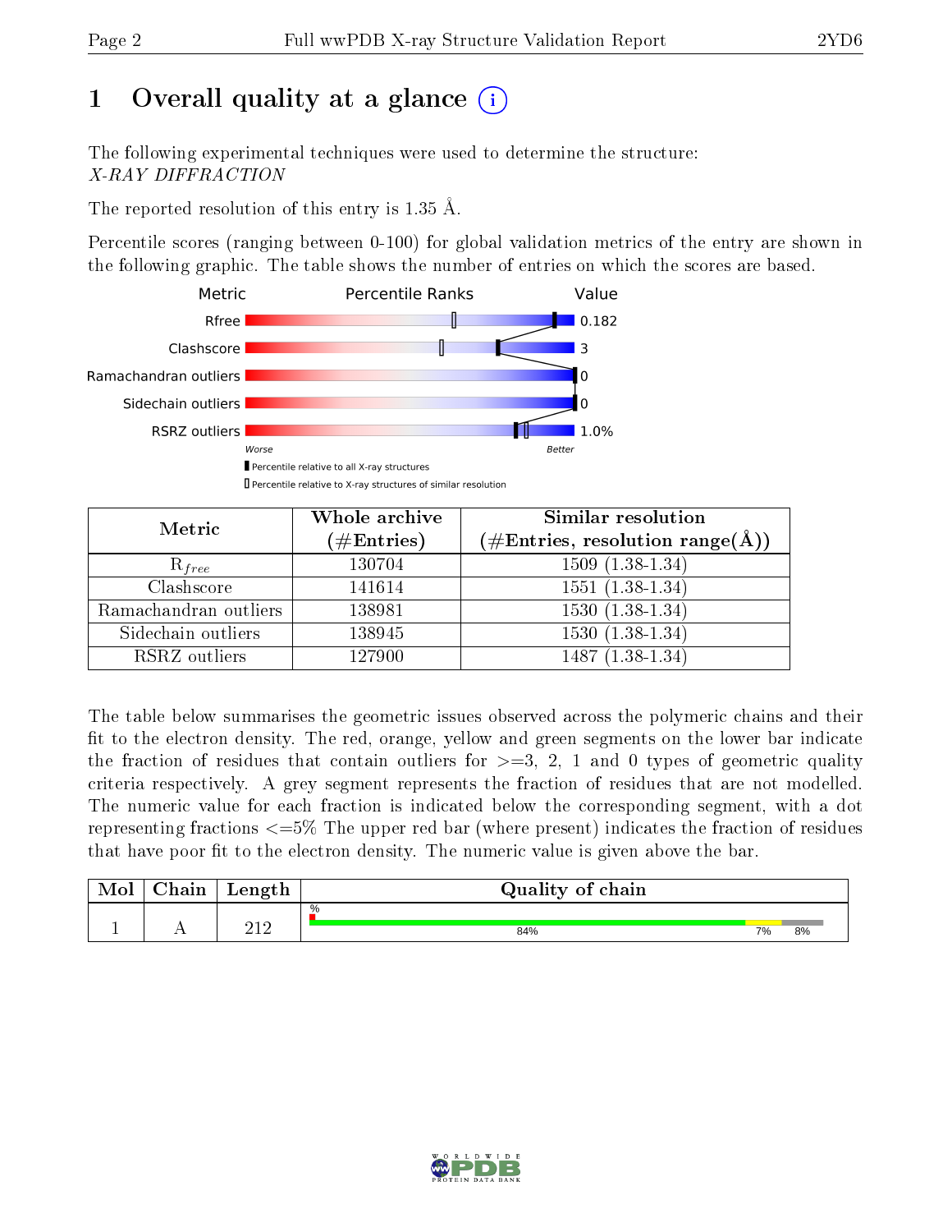# 1 Overall quality at a glance (i)

The following experimental techniques were used to determine the structure:
*X-RAY DIFFRACTION*

The reported resolution of this entry is 1.35 Å.

Percentile scores (ranging between 0-100) for global validation metrics of the entry are shown in the following graphic. The table shows the number of entries on which the scores are based.

| Metric | Value |
|---|---|
| Rfree | 0.182 |
| Clashscore | 3 |
| Ramachandran outliers | 0 |
| Sidechain outliers | 0 |
| RSRZ outliers | 1.0% |

Worse — Better

▮ Percentile relative to all X-ray structures
▯ Percentile relative to X-ray structures of similar resolution

| Metric | Whole archive (#Entries) | Similar resolution (#Entries, resolution range(Å)) |
|---|---|---|
| $R_{free}$ | 130704 | 1509 (1.38-1.34) |
| Clashscore | 141614 | 1551 (1.38-1.34) |
| Ramachandran outliers | 138981 | 1530 (1.38-1.34) |
| Sidechain outliers | 138945 | 1530 (1.38-1.34) |
| RSRZ outliers | 127900 | 1487 (1.38-1.34) |

The table below summarises the geometric issues observed across the polymeric chains and their fit to the electron density. The red, orange, yellow and green segments on the lower bar indicate the fraction of residues that contain outliers for >=3, 2, 1 and 0 types of geometric quality criteria respectively. A grey segment represents the fraction of residues that are not modelled. The numeric value for each fraction is indicated below the corresponding segment, with a dot representing fractions <=5% The upper red bar (where present) indicates the fraction of residues that have poor fit to the electron density. The numeric value is given above the bar.

| Mol | Chain | Length | Quality of chain |
|---|---|---|---|
| 1 | A | 212 | %: • ; 84% ; 7% ; 8% |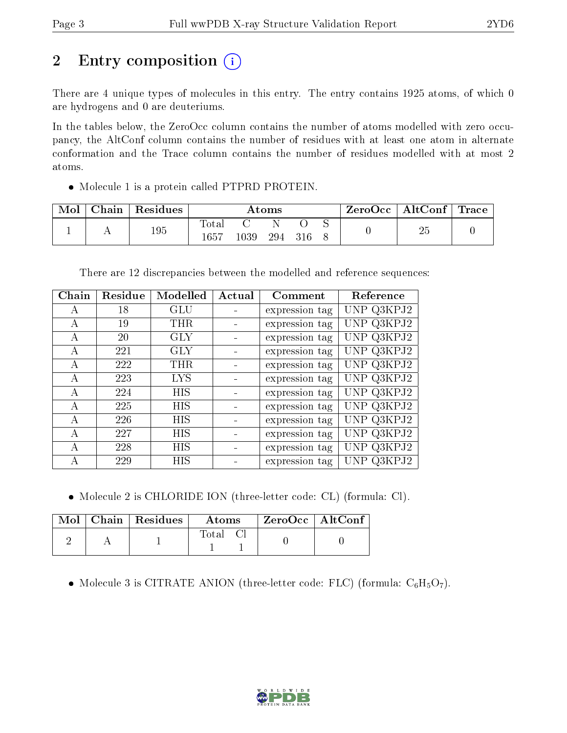# 2 Entry composition

There are 4 unique types of molecules in this entry. The entry contains 1925 atoms, of which 0 are hydrogens and 0 are deuteriums.

In the tables below, the ZeroOcc column contains the number of atoms modelled with zero occupancy, the AltConf column contains the number of residues with at least one atom in alternate conformation and the Trace column contains the number of residues modelled with at most 2 atoms.

- Molecule 1 is a protein called PTPRD PROTEIN.

| Mol | Chain | Residues | Atoms | | | | | ZeroOcc | AltConf | Trace |
|---|---|---|---|---|---|---|---|---|---|---|
| 1 | A | 195 | Total | C | N | O | S | 0 | 25 | 0 |
| | | | 1657 | 1039 | 294 | 316 | 8 | | | |

There are 12 discrepancies between the modelled and reference sequences:

| Chain | Residue | Modelled | Actual | Comment | Reference |
|---|---|---|---|---|---|
| A | 18 | GLU | - | expression tag | UNP Q3KPJ2 |
| A | 19 | THR | - | expression tag | UNP Q3KPJ2 |
| A | 20 | GLY | - | expression tag | UNP Q3KPJ2 |
| A | 221 | GLY | - | expression tag | UNP Q3KPJ2 |
| A | 222 | THR | - | expression tag | UNP Q3KPJ2 |
| A | 223 | LYS | - | expression tag | UNP Q3KPJ2 |
| A | 224 | HIS | - | expression tag | UNP Q3KPJ2 |
| A | 225 | HIS | - | expression tag | UNP Q3KPJ2 |
| A | 226 | HIS | - | expression tag | UNP Q3KPJ2 |
| A | 227 | HIS | - | expression tag | UNP Q3KPJ2 |
| A | 228 | HIS | - | expression tag | UNP Q3KPJ2 |
| A | 229 | HIS | - | expression tag | UNP Q3KPJ2 |

- Molecule 2 is CHLORIDE ION (three-letter code: CL) (formula: Cl).

| Mol | Chain | Residues | Atoms | | ZeroOcc | AltConf |
|---|---|---|---|---|---|---|
| 2 | A | 1 | Total | Cl | 0 | 0 |
| | | | 1 | 1 | | |

- Molecule 3 is CITRATE ANION (three-letter code: FLC) (formula: $C_6H_5O_7$).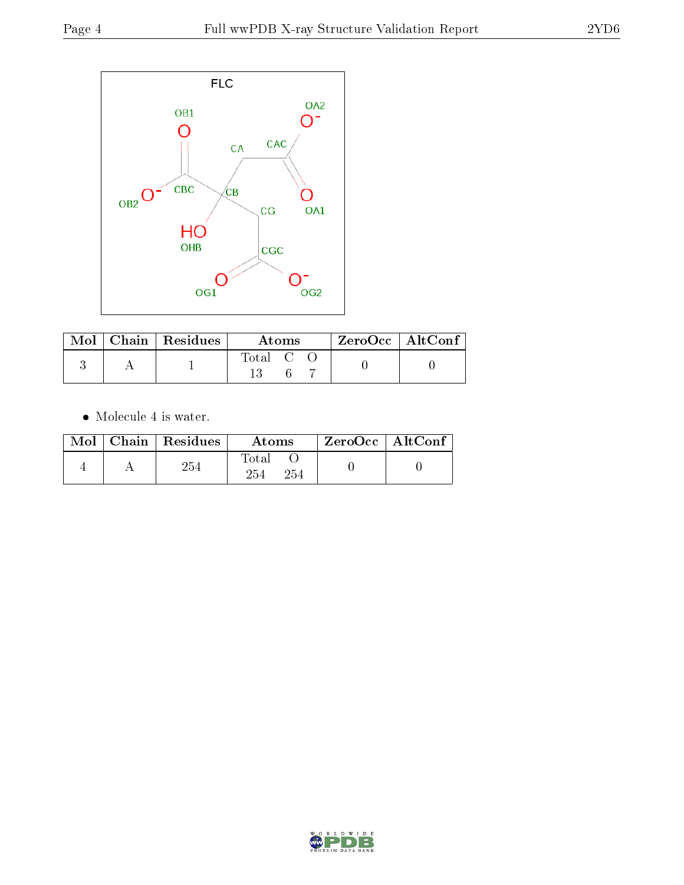| Mol | Chain | Residues | Atoms | | | ZeroOcc | AltConf |
|---|---|---|---|---|---|---|---|
| | | | Total | C | O | | |
| 3 | A | 1 | 13 | 6 | 7 | 0 | 0 |

- Molecule 4 is water.

| Mol | Chain | Residues | Atoms | | ZeroOcc | AltConf |
|---|---|---|---|---|---|---|
| | | | Total | O | | |
| 4 | A | 254 | 254 | 254 | 0 | 0 |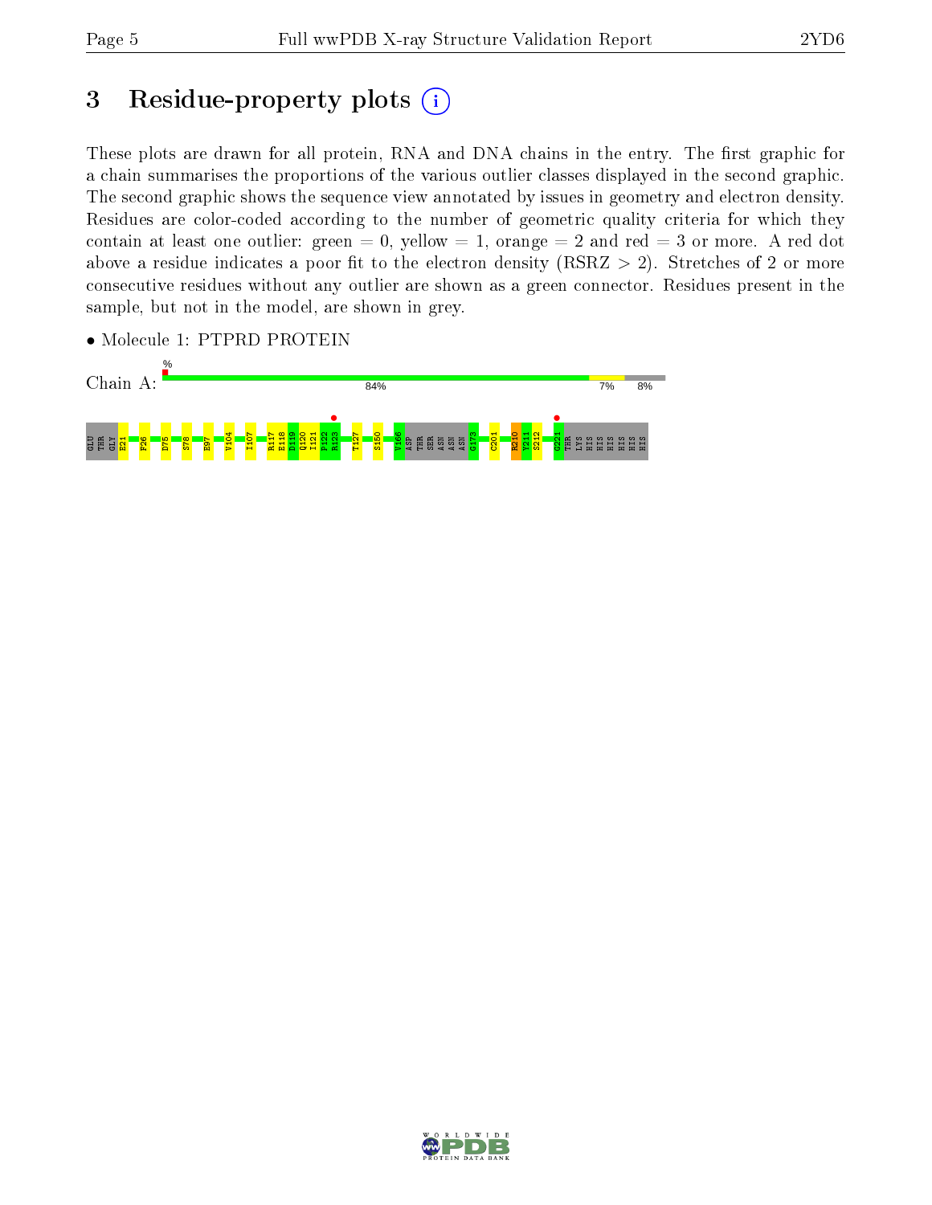# 3 Residue-property plots

These plots are drawn for all protein, RNA and DNA chains in the entry. The first graphic for a chain summarises the proportions of the various outlier classes displayed in the second graphic. The second graphic shows the sequence view annotated by issues in geometry and electron density. Residues are color-coded according to the number of geometric quality criteria for which they contain at least one outlier: green = 0, yellow = 1, orange = 2 and red = 3 or more. A red dot above a residue indicates a poor fit to the electron density (RSRZ > 2). Stretches of 2 or more consecutive residues without any outlier are shown as a green connector. Residues present in the sample, but not in the model, are shown in grey.

- Molecule 1: PTPRD PROTEIN

Chain A: % 84% 7% 8%

GLU THR GLY E21 F26 D75 S78 E97 V104 I107 R117 E118 D119 Q120 I121 P122 R123 T127 S150 V166 ASP THR SER ASN ASN ASN G173 C201 R210 Y211 S212 G221 THR LYS HIS HIS HIS HIS HIS HIS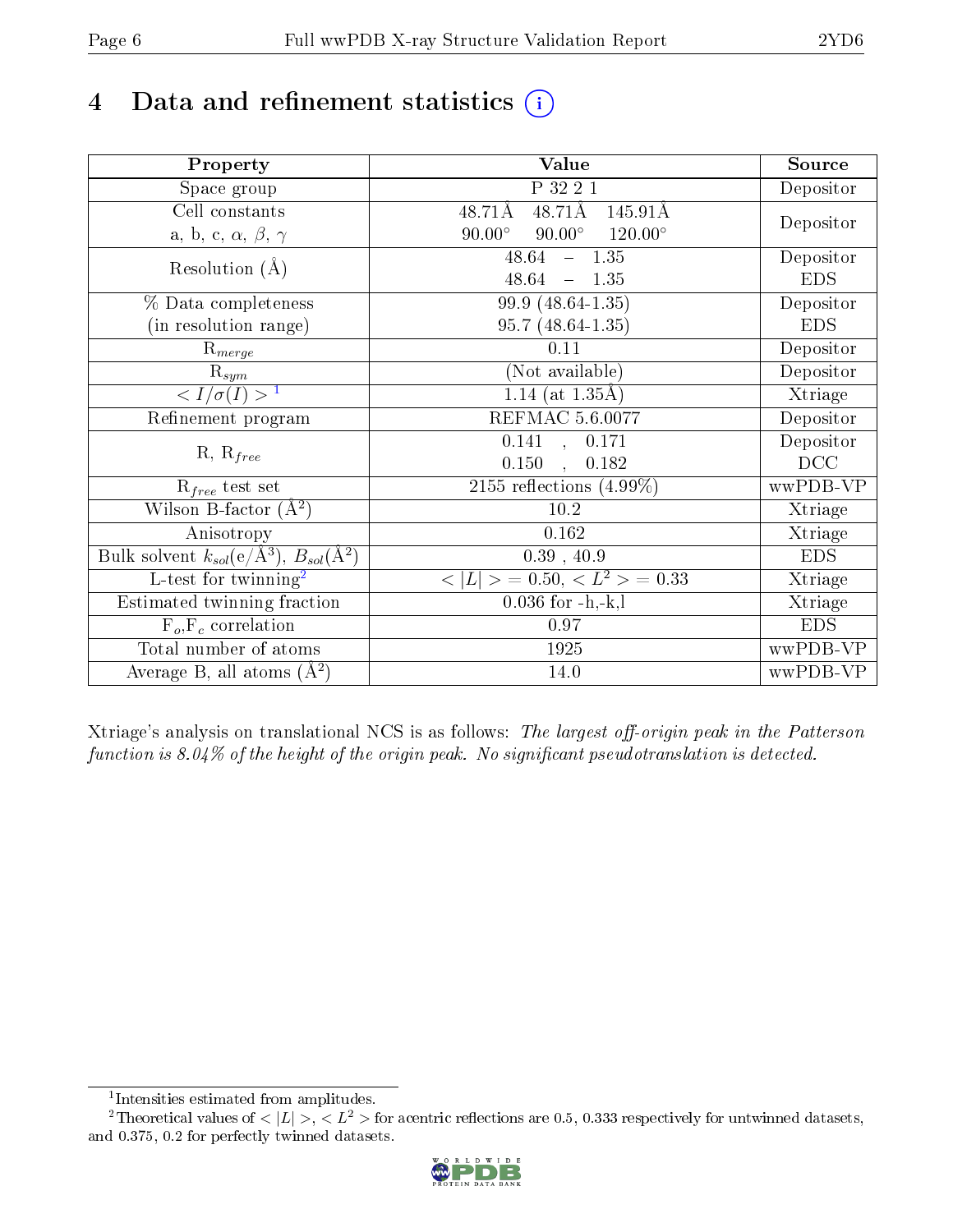# 4 Data and refinement statistics

| Property | Value | Source |
|---|---|---|
| Space group | P 32 2 1 | Depositor |
| Cell constants<br>a, b, c, $\alpha$, $\beta$, $\gamma$ | 48.71Å 48.71Å 145.91Å<br>90.00° 90.00° 120.00° | Depositor |
| Resolution (Å) | 48.64 – 1.35<br>48.64 – 1.35 | Depositor<br>EDS |
| % Data completeness<br>(in resolution range) | 99.9 (48.64-1.35)<br>95.7 (48.64-1.35) | Depositor<br>EDS |
| $R_{merge}$ | 0.11 | Depositor |
| $R_{sym}$ | (Not available) | Depositor |
| $< I/\sigma(I) >$ [1] | 1.14 (at 1.35Å) | Xtriage |
| Refinement program | REFMAC 5.6.0077 | Depositor |
| R, $R_{free}$ | 0.141 , 0.171<br>0.150 , 0.182 | Depositor<br>DCC |
| $R_{free}$ test set | 2155 reflections (4.99%) | wwPDB-VP |
| Wilson B-factor (Å$^2$) | 10.2 | Xtriage |
| Anisotropy | 0.162 | Xtriage |
| Bulk solvent $k_{sol}$(e/Å$^3$), $B_{sol}$(Å$^2$) | 0.39 , 40.9 | EDS |
| L-test for twinning[2] | $< \|L\| > = 0.50$, $< L^2 > = 0.33$ | Xtriage |
| Estimated twinning fraction | 0.036 for -h,-k,l | Xtriage |
| $F_o$,$F_c$ correlation | 0.97 | EDS |
| Total number of atoms | 1925 | wwPDB-VP |
| Average B, all atoms (Å$^2$) | 14.0 | wwPDB-VP |

Xtriage's analysis on translational NCS is as follows: *The largest off-origin peak in the Patterson function is 8.04% of the height of the origin peak. No significant pseudotranslation is detected.*

[1] Intensities estimated from amplitudes.

[2] Theoretical values of $< |L| >$, $< L^2 >$ for acentric reflections are 0.5, 0.333 respectively for untwinned datasets, and 0.375, 0.2 for perfectly twinned datasets.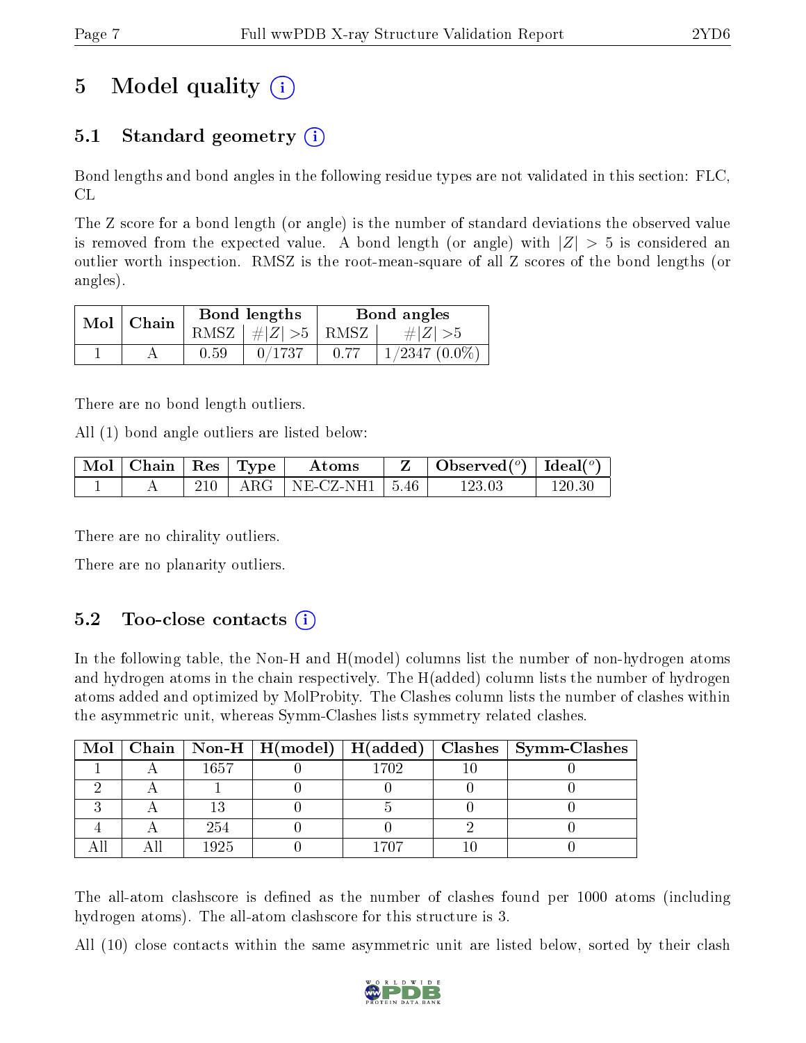# 5 Model quality

## 5.1 Standard geometry

Bond lengths and bond angles in the following residue types are not validated in this section: FLC, CL

The Z score for a bond length (or angle) is the number of standard deviations the observed value is removed from the expected value. A bond length (or angle) with $|Z| > 5$ is considered an outlier worth inspection. RMSZ is the root-mean-square of all Z scores of the bond lengths (or angles).

| Mol | Chain | Bond lengths | | Bond angles | |
|---|---|---|---|---|---|
| | | RMSZ | $\#\|Z\|>5$ | RMSZ | $\#\|Z\|>5$ |
| 1 | A | 0.59 | 0/1737 | 0.77 | 1/2347 (0.0%) |

There are no bond length outliers.

All (1) bond angle outliers are listed below:

| Mol | Chain | Res | Type | Atoms | Z | Observed(°) | Ideal(°) |
|---|---|---|---|---|---|---|---|
| 1 | A | 210 | ARG | NE-CZ-NH1 | 5.46 | 123.03 | 120.30 |

There are no chirality outliers.

There are no planarity outliers.

## 5.2 Too-close contacts

In the following table, the Non-H and H(model) columns list the number of non-hydrogen atoms and hydrogen atoms in the chain respectively. The H(added) column lists the number of hydrogen atoms added and optimized by MolProbity. The Clashes column lists the number of clashes within the asymmetric unit, whereas Symm-Clashes lists symmetry related clashes.

| Mol | Chain | Non-H | H(model) | H(added) | Clashes | Symm-Clashes |
|---|---|---|---|---|---|---|
| 1 | A | 1657 | 0 | 1702 | 10 | 0 |
| 2 | A | 1 | 0 | 0 | 0 | 0 |
| 3 | A | 13 | 0 | 5 | 0 | 0 |
| 4 | A | 254 | 0 | 0 | 2 | 0 |
| All | All | 1925 | 0 | 1707 | 10 | 0 |

The all-atom clashscore is defined as the number of clashes found per 1000 atoms (including hydrogen atoms). The all-atom clashscore for this structure is 3.

All (10) close contacts within the same asymmetric unit are listed below, sorted by their clash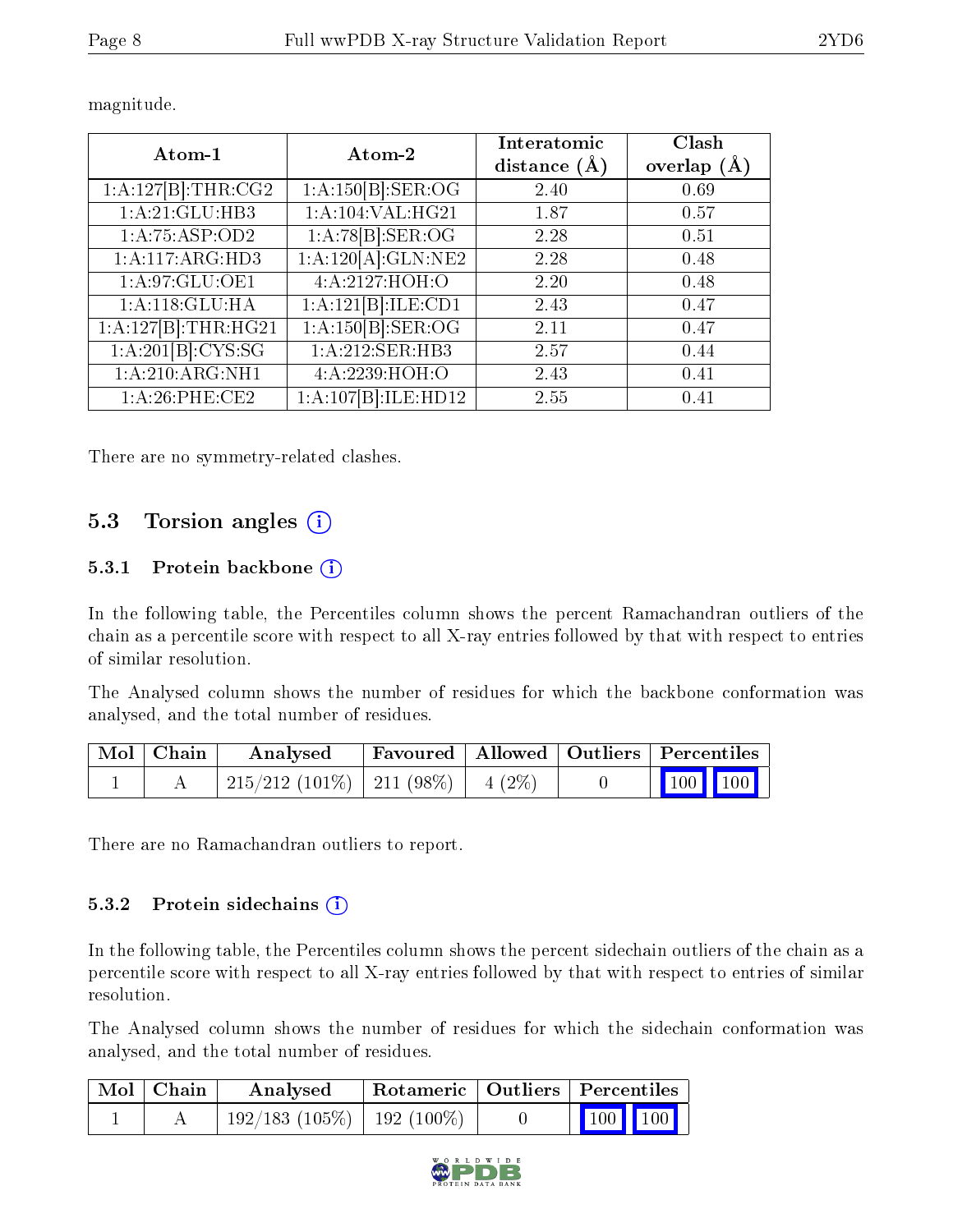magnitude.

| Atom-1 | Atom-2 | Interatomic distance (Å) | Clash overlap (Å) |
| --- | --- | --- | --- |
| 1:A:127[B]:THR:CG2 | 1:A:150[B]:SER:OG | 2.40 | 0.69 |
| 1:A:21:GLU:HB3 | 1:A:104:VAL:HG21 | 1.87 | 0.57 |
| 1:A:75:ASP:OD2 | 1:A:78[B]:SER:OG | 2.28 | 0.51 |
| 1:A:117:ARG:HD3 | 1:A:120[A]:GLN:NE2 | 2.28 | 0.48 |
| 1:A:97:GLU:OE1 | 4:A:2127:HOH:O | 2.20 | 0.48 |
| 1:A:118:GLU:HA | 1:A:121[B]:ILE:CD1 | 2.43 | 0.47 |
| 1:A:127[B]:THR:HG21 | 1:A:150[B]:SER:OG | 2.11 | 0.47 |
| 1:A:201[B]:CYS:SG | 1:A:212:SER:HB3 | 2.57 | 0.44 |
| 1:A:210:ARG:NH1 | 4:A:2239:HOH:O | 2.43 | 0.41 |
| 1:A:26:PHE:CE2 | 1:A:107[B]:ILE:HD12 | 2.55 | 0.41 |

There are no symmetry-related clashes.

## 5.3 Torsion angles (i)

### 5.3.1 Protein backbone (i)

In the following table, the Percentiles column shows the percent Ramachandran outliers of the chain as a percentile score with respect to all X-ray entries followed by that with respect to entries of similar resolution.

The Analysed column shows the number of residues for which the backbone conformation was analysed, and the total number of residues.

| Mol | Chain | Analysed | Favoured | Allowed | Outliers | Percentiles |
| --- | --- | --- | --- | --- | --- | --- |
| 1 | A | 215/212 (101%) | 211 (98%) | 4 (2%) | 0 | 100 100 |

There are no Ramachandran outliers to report.

### 5.3.2 Protein sidechains (i)

In the following table, the Percentiles column shows the percent sidechain outliers of the chain as a percentile score with respect to all X-ray entries followed by that with respect to entries of similar resolution.

The Analysed column shows the number of residues for which the sidechain conformation was analysed, and the total number of residues.

| Mol | Chain | Analysed | Rotameric | Outliers | Percentiles |
| --- | --- | --- | --- | --- | --- |
| 1 | A | 192/183 (105%) | 192 (100%) | 0 | 100 100 |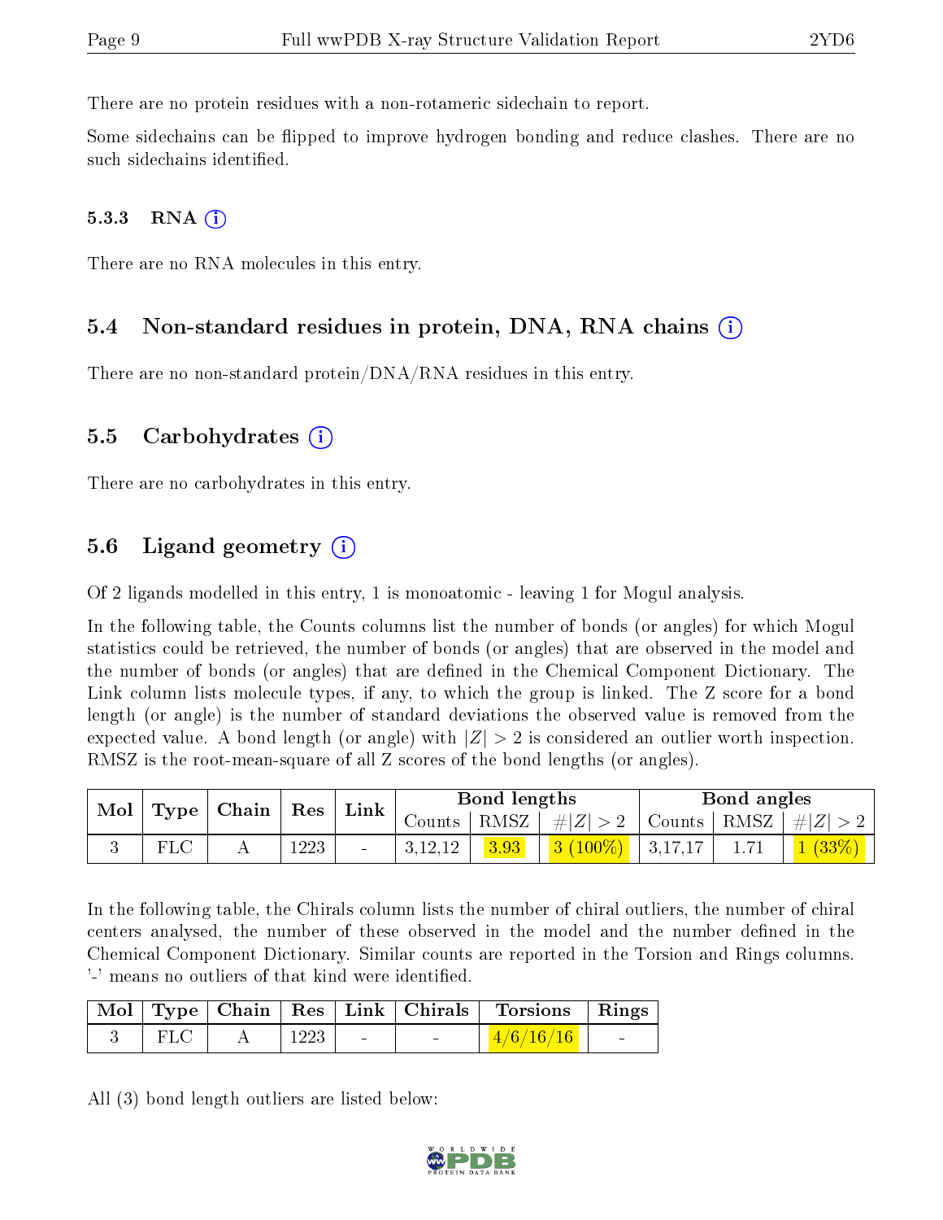There are no protein residues with a non-rotameric sidechain to report.

Some sidechains can be flipped to improve hydrogen bonding and reduce clashes. There are no such sidechains identified.

#### 5.3.3 RNA (i)

There are no RNA molecules in this entry.

### 5.4 Non-standard residues in protein, DNA, RNA chains (i)

There are no non-standard protein/DNA/RNA residues in this entry.

### 5.5 Carbohydrates (i)

There are no carbohydrates in this entry.

### 5.6 Ligand geometry (i)

Of 2 ligands modelled in this entry, 1 is monoatomic - leaving 1 for Mogul analysis.

In the following table, the Counts columns list the number of bonds (or angles) for which Mogul statistics could be retrieved, the number of bonds (or angles) that are observed in the model and the number of bonds (or angles) that are defined in the Chemical Component Dictionary. The Link column lists molecule types, if any, to which the group is linked. The Z score for a bond length (or angle) is the number of standard deviations the observed value is removed from the expected value. A bond length (or angle) with $|Z| > 2$ is considered an outlier worth inspection. RMSZ is the root-mean-square of all Z scores of the bond lengths (or angles).

| Mol | Type | Chain | Res | Link | Bond lengths | | | Bond angles | | |
|---|---|---|---|---|---|---|---|---|---|---|
| | | | | | Counts | RMSZ | #$\|Z\| > 2$ | Counts | RMSZ | #$\|Z\| > 2$ |
| 3 | FLC | A | 1223 | - | 3,12,12 | 3.93 | 3 (100%) | 3,17,17 | 1.71 | 1 (33%) |

In the following table, the Chirals column lists the number of chiral outliers, the number of chiral centers analysed, the number of these observed in the model and the number defined in the Chemical Component Dictionary. Similar counts are reported in the Torsion and Rings columns. '-' means no outliers of that kind were identified.

| Mol | Type | Chain | Res | Link | Chirals | Torsions | Rings |
|---|---|---|---|---|---|---|---|
| 3 | FLC | A | 1223 | - | - | 4/6/16/16 | - |

All (3) bond length outliers are listed below: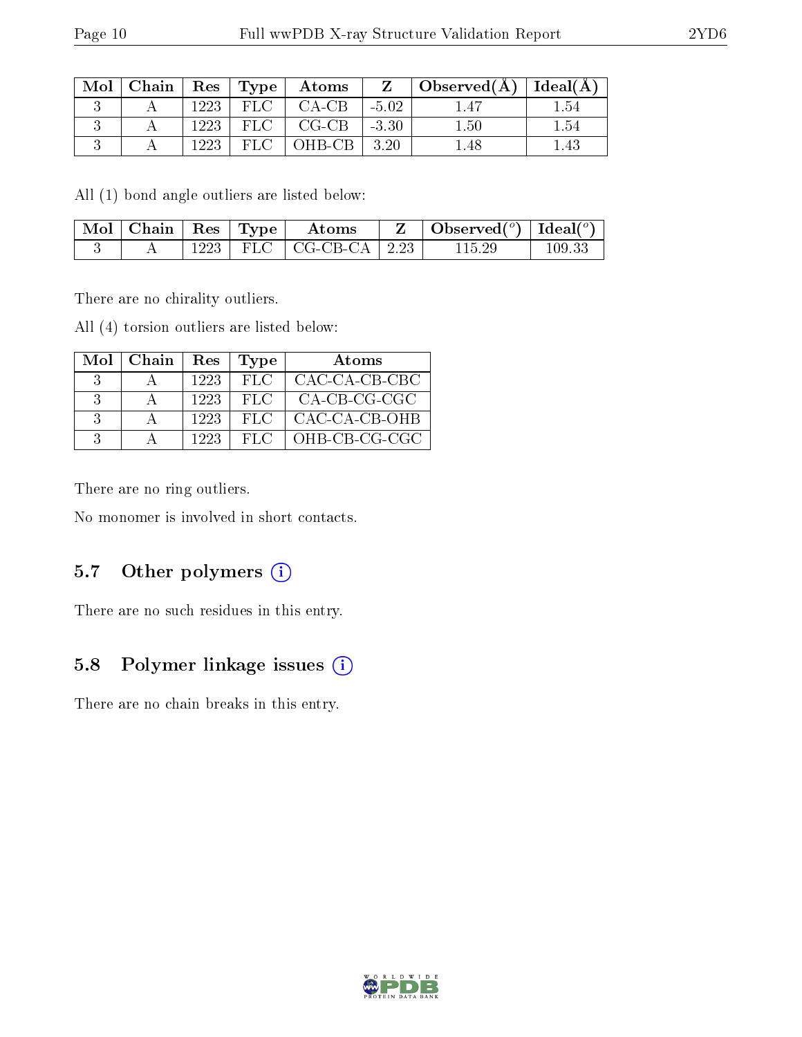| Mol | Chain | Res | Type | Atoms | Z | Observed(Å) | Ideal(Å) |
|---|---|---|---|---|---|---|---|
| 3 | A | 1223 | FLC | CA-CB | -5.02 | 1.47 | 1.54 |
| 3 | A | 1223 | FLC | CG-CB | -3.30 | 1.50 | 1.54 |
| 3 | A | 1223 | FLC | OHB-CB | 3.20 | 1.48 | 1.43 |

All (1) bond angle outliers are listed below:

| Mol | Chain | Res | Type | Atoms | Z | Observed($^o$) | Ideal($^o$) |
|---|---|---|---|---|---|---|---|
| 3 | A | 1223 | FLC | CG-CB-CA | 2.23 | 115.29 | 109.33 |

There are no chirality outliers.

All (4) torsion outliers are listed below:

| Mol | Chain | Res | Type | Atoms |
|---|---|---|---|---|
| 3 | A | 1223 | FLC | CAC-CA-CB-CBC |
| 3 | A | 1223 | FLC | CA-CB-CG-CGC |
| 3 | A | 1223 | FLC | CAC-CA-CB-OHB |
| 3 | A | 1223 | FLC | OHB-CB-CG-CGC |

There are no ring outliers.

No monomer is involved in short contacts.

### 5.7 Other polymers

There are no such residues in this entry.

### 5.8 Polymer linkage issues

There are no chain breaks in this entry.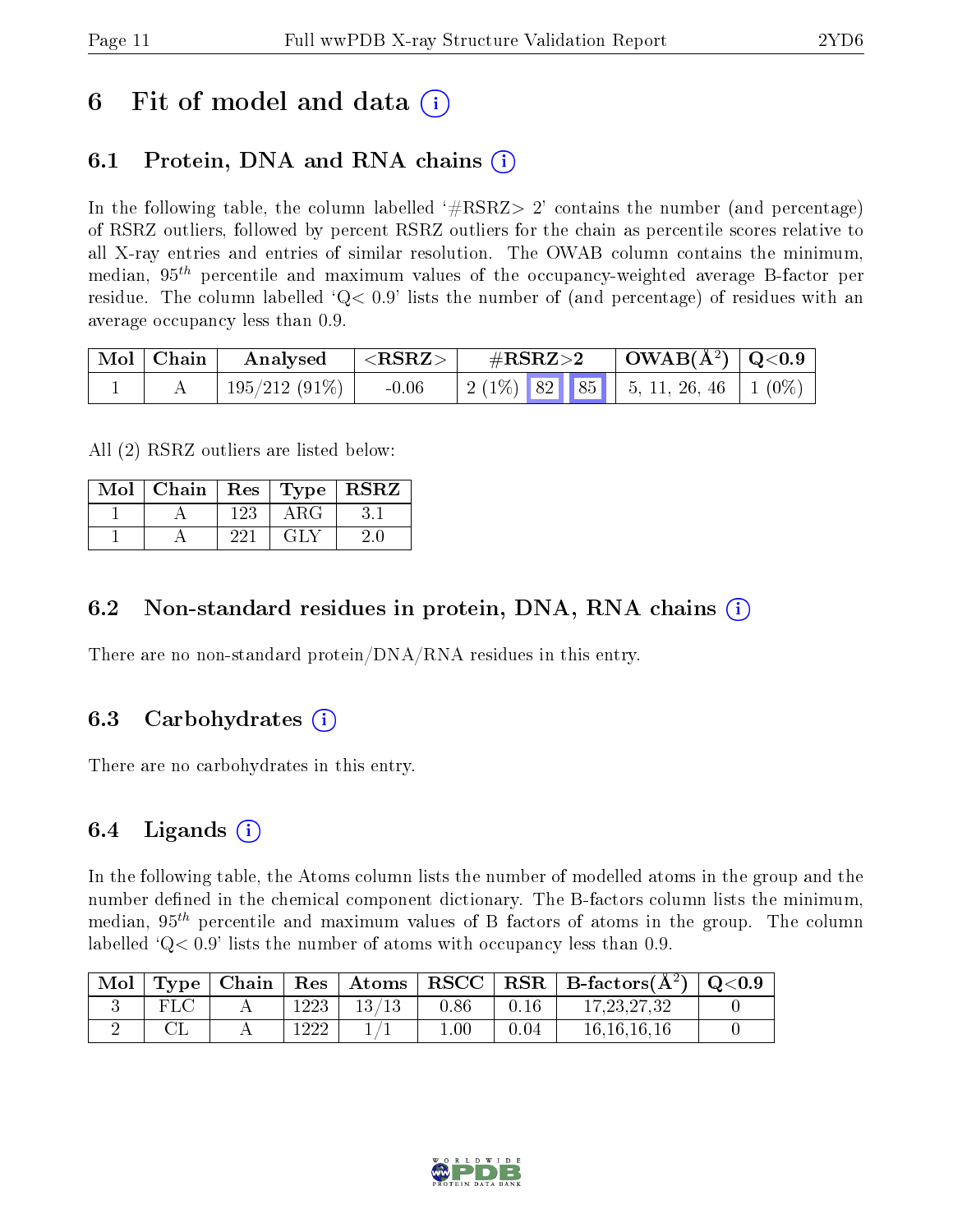# 6 Fit of model and data (i)

## 6.1 Protein, DNA and RNA chains (i)

In the following table, the column labelled '#RSRZ> 2' contains the number (and percentage) of RSRZ outliers, followed by percent RSRZ outliers for the chain as percentile scores relative to all X-ray entries and entries of similar resolution. The OWAB column contains the minimum, median, $95^{th}$ percentile and maximum values of the occupancy-weighted average B-factor per residue. The column labelled 'Q< 0.9' lists the number of (and percentage) of residues with an average occupancy less than 0.9.

| Mol | Chain | Analysed | <RSRZ> | #RSRZ>2 | | | OWAB(Å$^2$) | Q<0.9 |
|---|---|---|---|---|---|---|---|---|
| 1 | A | 195/212 (91%) | -0.06 | 2 (1%) | 82 | 85 | 5, 11, 26, 46 | 1 (0%) |

All (2) RSRZ outliers are listed below:

| Mol | Chain | Res | Type | RSRZ |
|---|---|---|---|---|
| 1 | A | 123 | ARG | 3.1 |
| 1 | A | 221 | GLY | 2.0 |

## 6.2 Non-standard residues in protein, DNA, RNA chains (i)

There are no non-standard protein/DNA/RNA residues in this entry.

## 6.3 Carbohydrates (i)

There are no carbohydrates in this entry.

## 6.4 Ligands (i)

In the following table, the Atoms column lists the number of modelled atoms in the group and the number defined in the chemical component dictionary. The B-factors column lists the minimum, median, $95^{th}$ percentile and maximum values of B factors of atoms in the group. The column labelled 'Q< 0.9' lists the number of atoms with occupancy less than 0.9.

| Mol | Type | Chain | Res | Atoms | RSCC | RSR | B-factors(Å$^2$) | Q<0.9 |
|---|---|---|---|---|---|---|---|---|
| 3 | FLC | A | 1223 | 13/13 | 0.86 | 0.16 | 17,23,27,32 | 0 |
| 2 | CL | A | 1222 | 1/1 | 1.00 | 0.04 | 16,16,16,16 | 0 |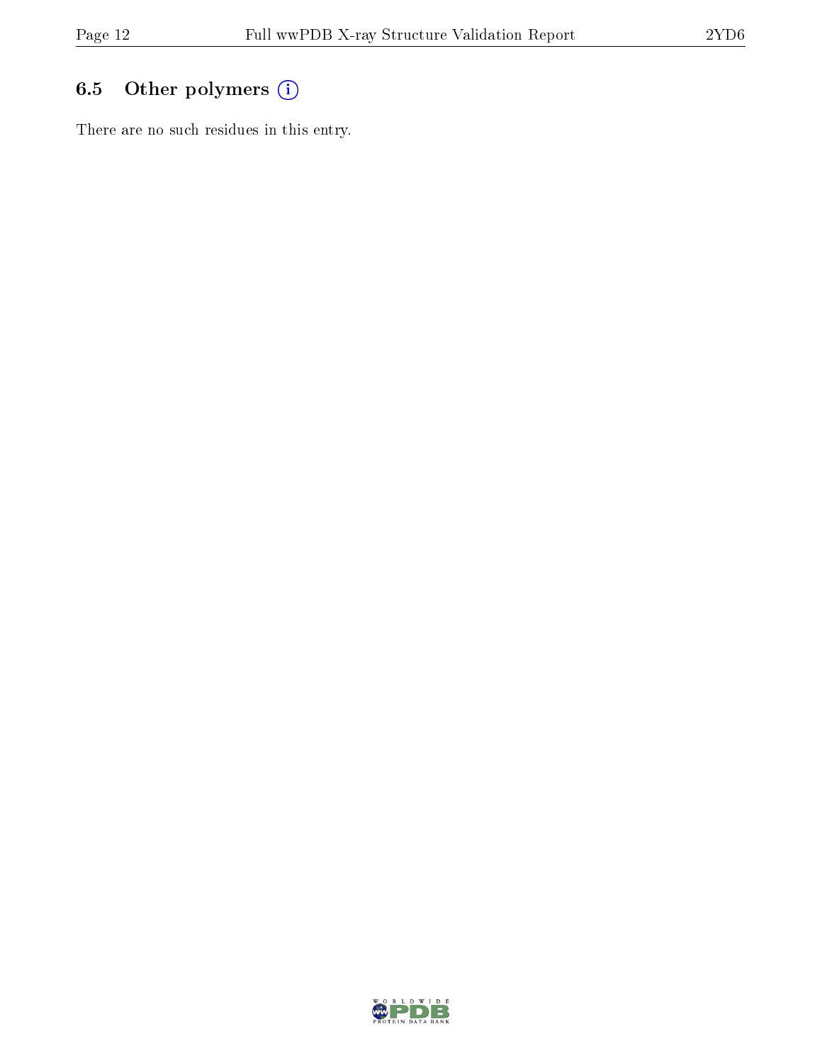## 6.5 Other polymers

There are no such residues in this entry.